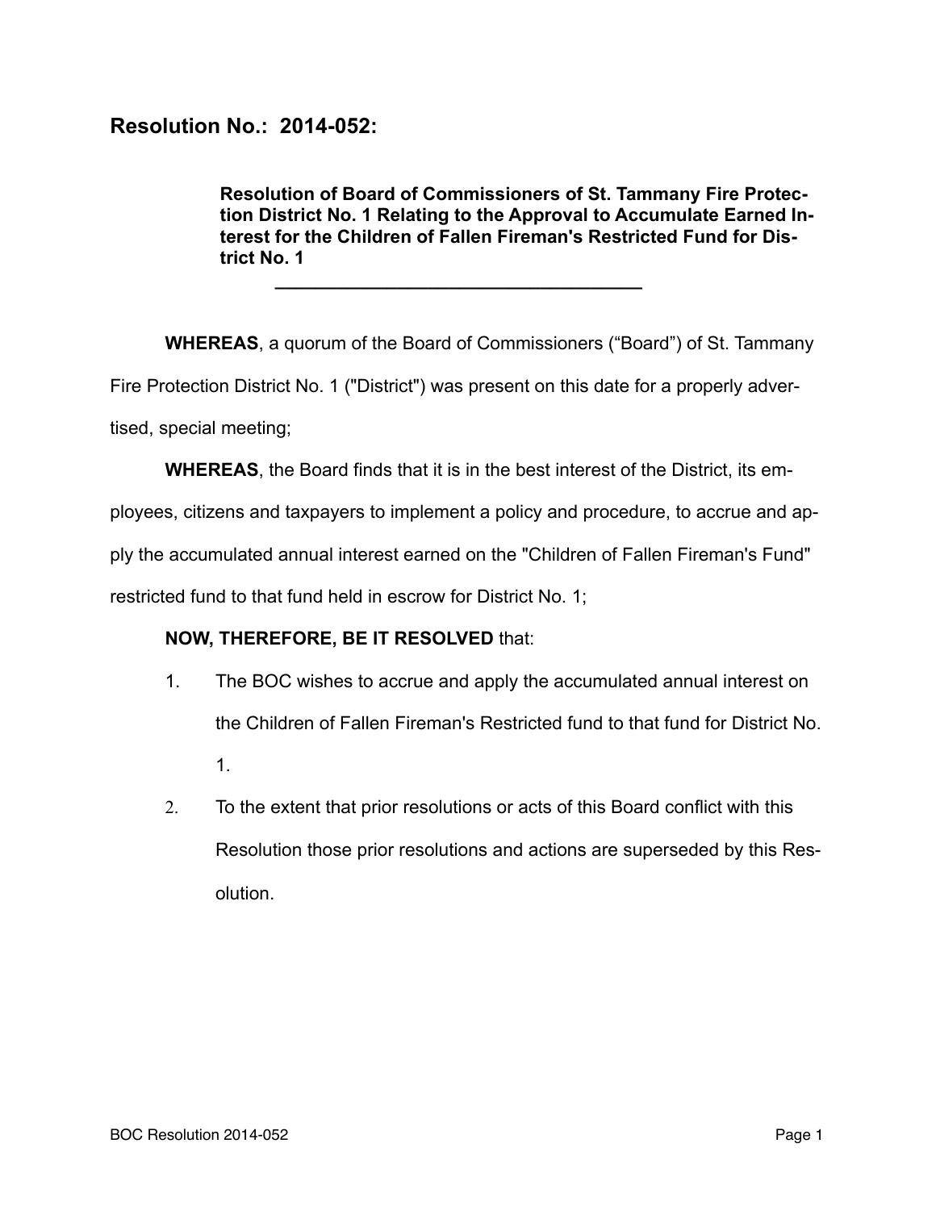## Resolution No.: 2014-052:

**Resolution of Board of Commissioners of St. Tammany Fire Protection District No. 1 Relating to the Approval to Accumulate Earned Interest for the Children of Fallen Fireman's Restricted Fund for District No. 1**

---

**WHEREAS**, a quorum of the Board of Commissioners ("Board") of St. Tammany Fire Protection District No. 1 ("District") was present on this date for a properly advertised, special meeting;

**WHEREAS**, the Board finds that it is in the best interest of the District, its employees, citizens and taxpayers to implement a policy and procedure, to accrue and apply the accumulated annual interest earned on the "Children of Fallen Fireman's Fund" restricted fund to that fund held in escrow for District No. 1;

**NOW, THEREFORE, BE IT RESOLVED** that:

1. The BOC wishes to accrue and apply the accumulated annual interest on the Children of Fallen Fireman's Restricted fund to that fund for District No. 1.
2. To the extent that prior resolutions or acts of this Board conflict with this Resolution those prior resolutions and actions are superseded by this Resolution.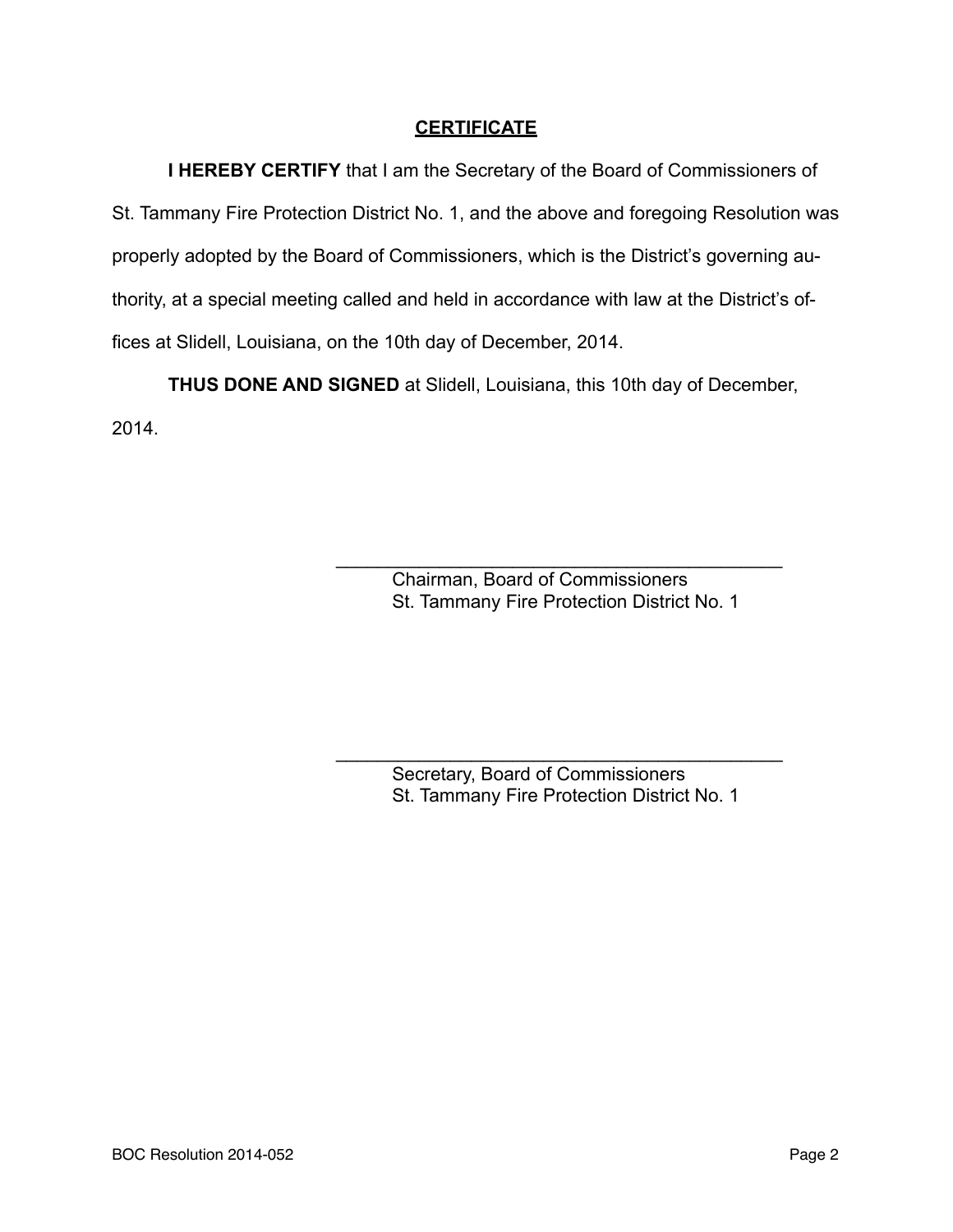## **CERTIFICATE**

**I HEREBY CERTIFY** that I am the Secretary of the Board of Commissioners of St. Tammany Fire Protection District No. 1, and the above and foregoing Resolution was properly adopted by the Board of Commissioners, which is the District's governing authority, at a special meeting called and held in accordance with law at the District's offices at Slidell, Louisiana, on the 10th day of December, 2014.

**THUS DONE AND SIGNED** at Slidell, Louisiana, this 10th day of December, 2014.

\_\_\_\_\_\_\_\_\_\_\_\_\_\_\_\_\_\_\_\_\_\_\_\_\_\_\_\_\_\_\_\_\_\_\_\_\_\_\_\_\_\_\_\_

Chairman, Board of Commissioners
St. Tammany Fire Protection District No. 1

\_\_\_\_\_\_\_\_\_\_\_\_\_\_\_\_\_\_\_\_\_\_\_\_\_\_\_\_\_\_\_\_\_\_\_\_\_\_\_\_\_\_\_\_

Secretary, Board of Commissioners
St. Tammany Fire Protection District No. 1